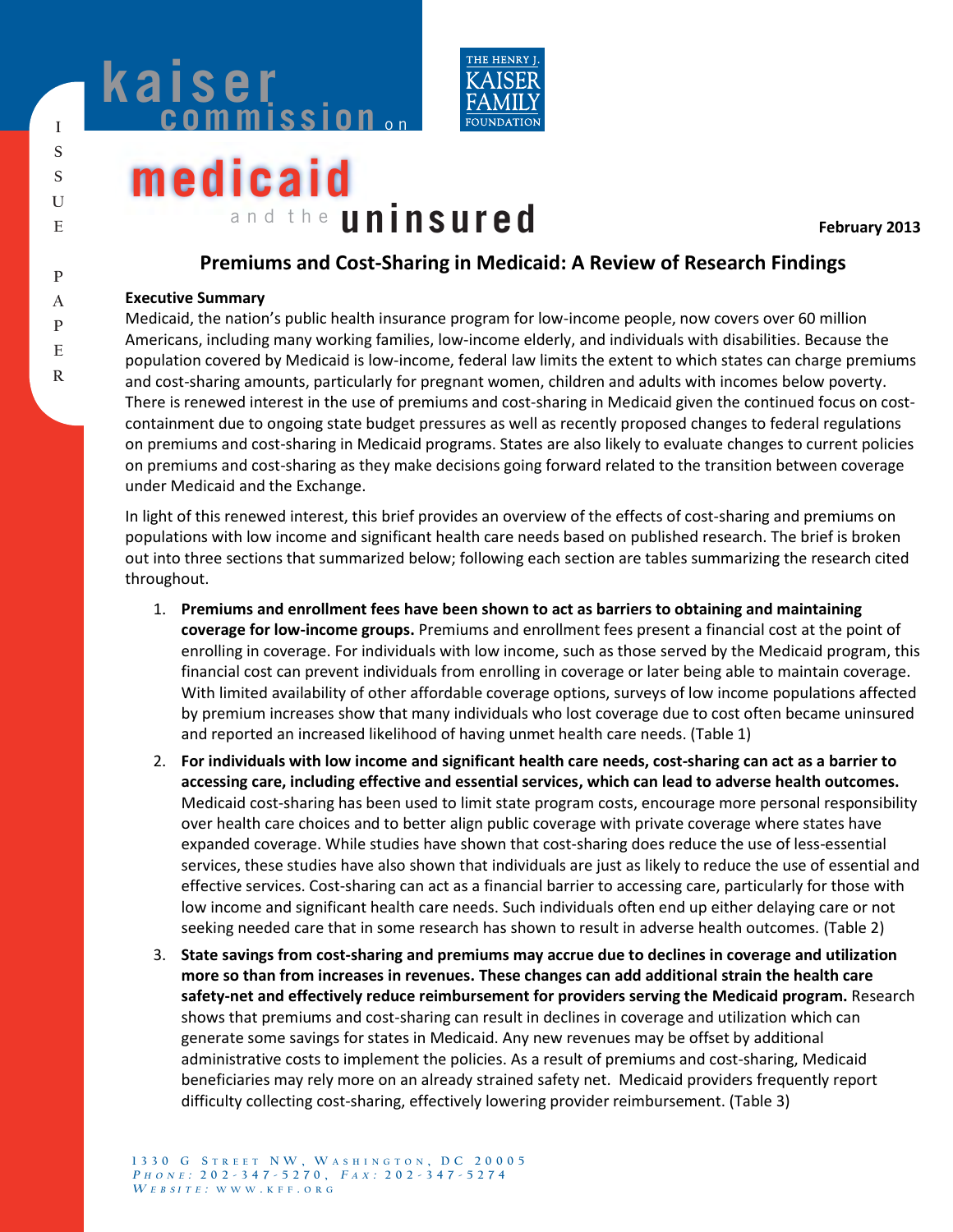# kaiser commission on medicaid and the uninsured

THE HENRY J. KAISER FAMILY FOUNDATION

ISSUE PAPER

February 2013

## Premiums and Cost-Sharing in Medicaid: A Review of Research Findings

**Executive Summary**

Medicaid, the nation's public health insurance program for low-income people, now covers over 60 million Americans, including many working families, low-income elderly, and individuals with disabilities. Because the population covered by Medicaid is low-income, federal law limits the extent to which states can charge premiums and cost-sharing amounts, particularly for pregnant women, children and adults with incomes below poverty. There is renewed interest in the use of premiums and cost-sharing in Medicaid given the continued focus on cost-containment due to ongoing state budget pressures as well as recently proposed changes to federal regulations on premiums and cost-sharing in Medicaid programs. States are also likely to evaluate changes to current policies on premiums and cost-sharing as they make decisions going forward related to the transition between coverage under Medicaid and the Exchange.

In light of this renewed interest, this brief provides an overview of the effects of cost-sharing and premiums on populations with low income and significant health care needs based on published research. The brief is broken out into three sections that summarized below; following each section are tables summarizing the research cited throughout.

1. **Premiums and enrollment fees have been shown to act as barriers to obtaining and maintaining coverage for low-income groups.** Premiums and enrollment fees present a financial cost at the point of enrolling in coverage. For individuals with low income, such as those served by the Medicaid program, this financial cost can prevent individuals from enrolling in coverage or later being able to maintain coverage. With limited availability of other affordable coverage options, surveys of low income populations affected by premium increases show that many individuals who lost coverage due to cost often became uninsured and reported an increased likelihood of having unmet health care needs. (Table 1)
2. **For individuals with low income and significant health care needs, cost-sharing can act as a barrier to accessing care, including effective and essential services, which can lead to adverse health outcomes.** Medicaid cost-sharing has been used to limit state program costs, encourage more personal responsibility over health care choices and to better align public coverage with private coverage where states have expanded coverage. While studies have shown that cost-sharing does reduce the use of less-essential services, these studies have also shown that individuals are just as likely to reduce the use of essential and effective services. Cost-sharing can act as a financial barrier to accessing care, particularly for those with low income and significant health care needs. Such individuals often end up either delaying care or not seeking needed care that in some research has shown to result in adverse health outcomes. (Table 2)
3. **State savings from cost-sharing and premiums may accrue due to declines in coverage and utilization more so than from increases in revenues. These changes can add additional strain the health care safety-net and effectively reduce reimbursement for providers serving the Medicaid program.** Research shows that premiums and cost-sharing can result in declines in coverage and utilization which can generate some savings for states in Medicaid. Any new revenues may be offset by additional administrative costs to implement the policies. As a result of premiums and cost-sharing, Medicaid beneficiaries may rely more on an already strained safety net. Medicaid providers frequently report difficulty collecting cost-sharing, effectively lowering provider reimbursement. (Table 3)

1330 G Street NW, Washington, DC 20005
Phone: 202-347-5270, Fax: 202-347-5274
Website: www.kff.org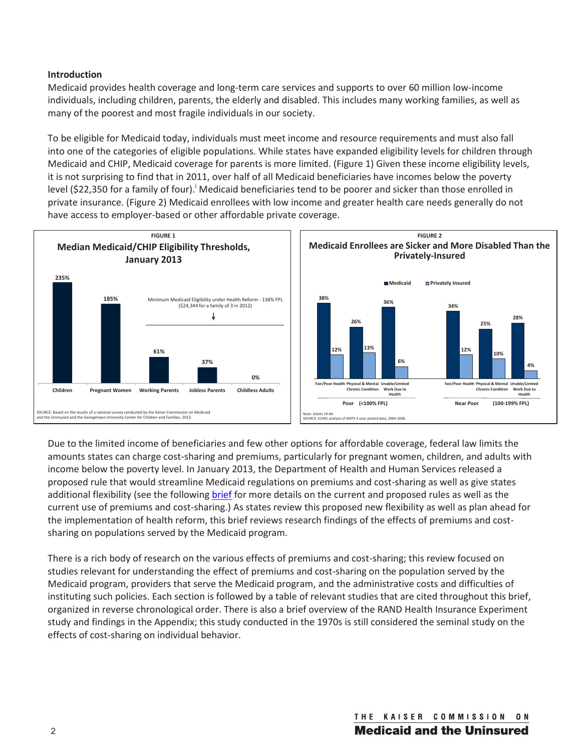**Introduction**

Medicaid provides health coverage and long-term care services and supports to over 60 million low-income individuals, including children, parents, the elderly and disabled. This includes many working families, as well as many of the poorest and most fragile individuals in our society.

To be eligible for Medicaid today, individuals must meet income and resource requirements and must also fall into one of the categories of eligible populations. While states have expanded eligibility levels for children through Medicaid and CHIP, Medicaid coverage for parents is more limited. (Figure 1) Given these income eligibility levels, it is not surprising to find that in 2011, over half of all Medicaid beneficiaries have incomes below the poverty level ($22,350 for a family of four).[i] Medicaid beneficiaries tend to be poorer and sicker than those enrolled in private insurance. (Figure 2) Medicaid enrollees with low income and greater health care needs generally do not have access to employer-based or other affordable private coverage.

FIGURE 1

**Median Medicaid/CHIP Eligibility Thresholds, January 2013**

| Children | Pregnant Women | Working Parents | Jobless Parents | Childless Adults |
|---|---|---|---|---|
| 235% | 185% | 61% | 37% | 0% |

Minimum Medicaid Eligibility under Health Reform - 138% FPL ($24,344 for a family of 3 in 2012)

SOURCE: Based on the results of a national survey conducted by the Kaiser Commission on Medicaid and the Uninsured and the Georgetown University Center for Children and Families, 2013.

FIGURE 2

**Medicaid Enrollees are Sicker and More Disabled Than the Privately-Insured**

| | Poor (<100% FPL) | | | Near Poor (100-199% FPL) | | |
|---|---|---|---|---|---|---|
| | Fair/Poor Health | Physical & Mental Chronic Condition | Unable/Limited Work Due to Health | Fair/Poor Health | Physical & Mental Chronic Condition | Unable/Limited Work Due to Health |
| Medicaid | 38% | 26% | 36% | 34% | 25% | 28% |
| Privately Insured | 12% | 13% | 6% | 12% | 10% | 4% |

Note: Adults 19-64.
SOURCE: KCMU analysis of MEPS 3-year pooled data, 2004-2006.

Due to the limited income of beneficiaries and few other options for affordable coverage, federal law limits the amounts states can charge cost-sharing and premiums, particularly for pregnant women, children, and adults with income below the poverty level. In January 2013, the Department of Health and Human Services released a proposed rule that would streamline Medicaid regulations on premiums and cost-sharing as well as give states additional flexibility (see the following brief for more details on the current and proposed rules as well as the current use of premiums and cost-sharing.) As states review this proposed new flexibility as well as plan ahead for the implementation of health reform, this brief reviews research findings of the effects of premiums and cost-sharing on populations served by the Medicaid program.

There is a rich body of research on the various effects of premiums and cost-sharing; this review focused on studies relevant for understanding the effect of premiums and cost-sharing on the population served by the Medicaid program, providers that serve the Medicaid program, and the administrative costs and difficulties of instituting such policies. Each section is followed by a table of relevant studies that are cited throughout this brief, organized in reverse chronological order. There is also a brief overview of the RAND Health Insurance Experiment study and findings in the Appendix; this study conducted in the 1970s is still considered the seminal study on the effects of cost-sharing on individual behavior.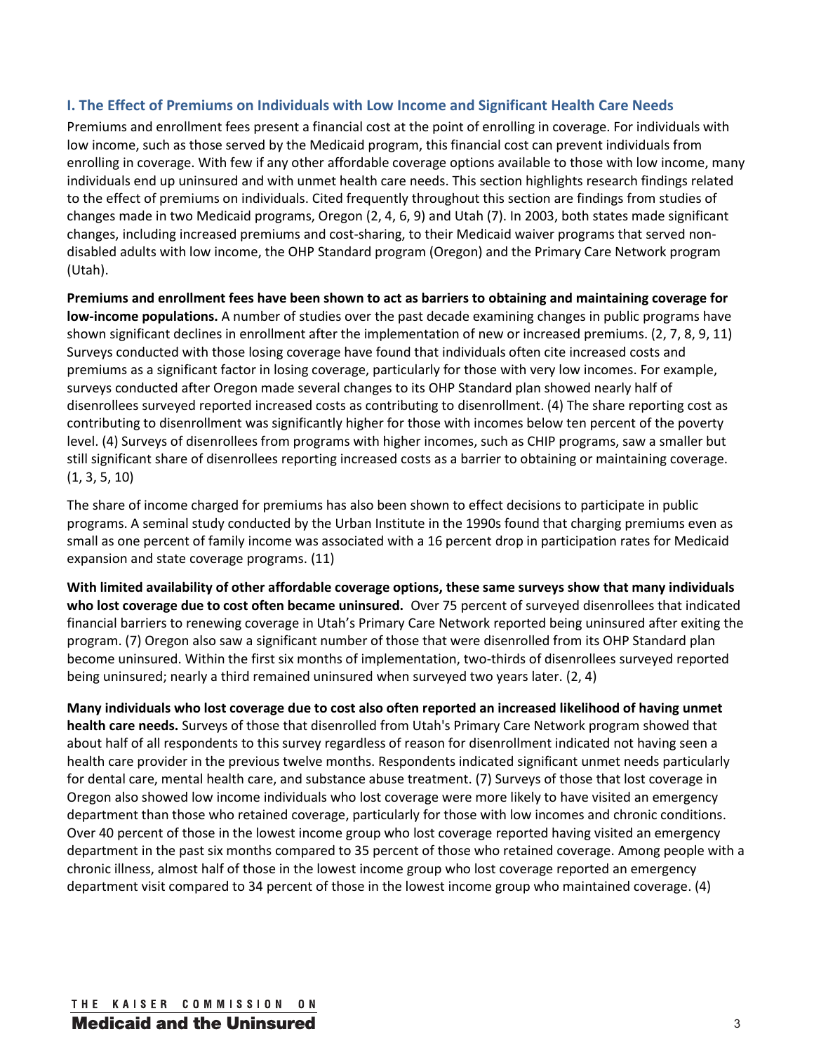## I. The Effect of Premiums on Individuals with Low Income and Significant Health Care Needs

Premiums and enrollment fees present a financial cost at the point of enrolling in coverage. For individuals with low income, such as those served by the Medicaid program, this financial cost can prevent individuals from enrolling in coverage. With few if any other affordable coverage options available to those with low income, many individuals end up uninsured and with unmet health care needs. This section highlights research findings related to the effect of premiums on individuals. Cited frequently throughout this section are findings from studies of changes made in two Medicaid programs, Oregon (2, 4, 6, 9) and Utah (7). In 2003, both states made significant changes, including increased premiums and cost-sharing, to their Medicaid waiver programs that served non-disabled adults with low income, the OHP Standard program (Oregon) and the Primary Care Network program (Utah).

**Premiums and enrollment fees have been shown to act as barriers to obtaining and maintaining coverage for low-income populations.** A number of studies over the past decade examining changes in public programs have shown significant declines in enrollment after the implementation of new or increased premiums. (2, 7, 8, 9, 11) Surveys conducted with those losing coverage have found that individuals often cite increased costs and premiums as a significant factor in losing coverage, particularly for those with very low incomes. For example, surveys conducted after Oregon made several changes to its OHP Standard plan showed nearly half of disenrollees surveyed reported increased costs as contributing to disenrollment. (4) The share reporting cost as contributing to disenrollment was significantly higher for those with incomes below ten percent of the poverty level. (4) Surveys of disenrollees from programs with higher incomes, such as CHIP programs, saw a smaller but still significant share of disenrollees reporting increased costs as a barrier to obtaining or maintaining coverage. (1, 3, 5, 10)

The share of income charged for premiums has also been shown to effect decisions to participate in public programs. A seminal study conducted by the Urban Institute in the 1990s found that charging premiums even as small as one percent of family income was associated with a 16 percent drop in participation rates for Medicaid expansion and state coverage programs. (11)

**With limited availability of other affordable coverage options, these same surveys show that many individuals who lost coverage due to cost often became uninsured.** Over 75 percent of surveyed disenrollees that indicated financial barriers to renewing coverage in Utah's Primary Care Network reported being uninsured after exiting the program. (7) Oregon also saw a significant number of those that were disenrolled from its OHP Standard plan become uninsured. Within the first six months of implementation, two-thirds of disenrollees surveyed reported being uninsured; nearly a third remained uninsured when surveyed two years later. (2, 4)

**Many individuals who lost coverage due to cost also often reported an increased likelihood of having unmet health care needs.** Surveys of those that disenrolled from Utah's Primary Care Network program showed that about half of all respondents to this survey regardless of reason for disenrollment indicated not having seen a health care provider in the previous twelve months. Respondents indicated significant unmet needs particularly for dental care, mental health care, and substance abuse treatment. (7) Surveys of those that lost coverage in Oregon also showed low income individuals who lost coverage were more likely to have visited an emergency department than those who retained coverage, particularly for those with low incomes and chronic conditions. Over 40 percent of those in the lowest income group who lost coverage reported having visited an emergency department in the past six months compared to 35 percent of those who retained coverage. Among people with a chronic illness, almost half of those in the lowest income group who lost coverage reported an emergency department visit compared to 34 percent of those in the lowest income group who maintained coverage. (4)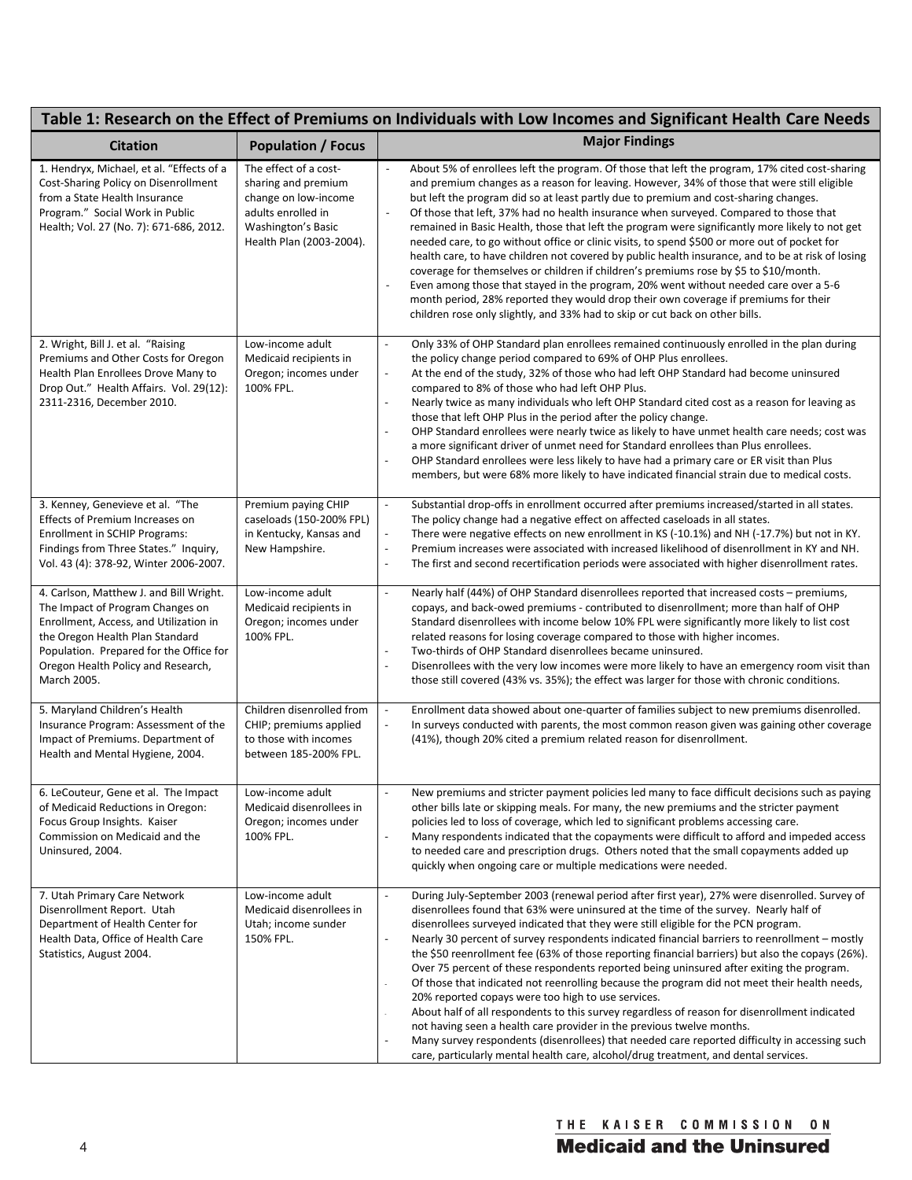| Table 1: Research on the Effect of Premiums on Individuals with Low Incomes and Significant Health Care Needs | | |
|---|---|---|
| **Citation** | **Population / Focus** | **Major Findings** |
| 1. Hendryx, Michael, et al. "Effects of a Cost-Sharing Policy on Disenrollment from a State Health Insurance Program." Social Work in Public Health; Vol. 27 (No. 7): 671-686, 2012. | The effect of a cost-sharing and premium change on low-income adults enrolled in Washington's Basic Health Plan (2003-2004). | - About 5% of enrollees left the program. Of those that left the program, 17% cited cost-sharing and premium changes as a reason for leaving. However, 34% of those that were still eligible but left the program did so at least partly due to premium and cost-sharing changes.<br>- Of those that left, 37% had no health insurance when surveyed. Compared to those that remained in Basic Health, those that left the program were significantly more likely to not get needed care, to go without office or clinic visits, to spend $500 or more out of pocket for health care, to have children not covered by public health insurance, and to be at risk of losing coverage for themselves or children if children's premiums rose by $5 to $10/month.<br>- Even among those that stayed in the program, 20% went without needed care over a 5-6 month period, 28% reported they would drop their own coverage if premiums for their children rose only slightly, and 33% had to skip or cut back on other bills. |
| 2. Wright, Bill J. et al. "Raising Premiums and Other Costs for Oregon Health Plan Enrollees Drove Many to Drop Out." Health Affairs. Vol. 29(12): 2311-2316, December 2010. | Low-income adult Medicaid recipients in Oregon; incomes under 100% FPL. | - Only 33% of OHP Standard plan enrollees remained continuously enrolled in the plan during the policy change period compared to 69% of OHP Plus enrollees.<br>- At the end of the study, 32% of those who had left OHP Standard had become uninsured compared to 8% of those who had left OHP Plus.<br>- Nearly twice as many individuals who left OHP Standard cited cost as a reason for leaving as those that left OHP Plus in the period after the policy change.<br>- OHP Standard enrollees were nearly twice as likely to have unmet health care needs; cost was a more significant driver of unmet need for Standard enrollees than Plus enrollees.<br>- OHP Standard enrollees were less likely to have had a primary care or ER visit than Plus members, but were 68% more likely to have indicated financial strain due to medical costs. |
| 3. Kenney, Genevieve et al. "The Effects of Premium Increases on Enrollment in SCHIP Programs: Findings from Three States." Inquiry, Vol. 43 (4): 378-92, Winter 2006-2007. | Premium paying CHIP caseloads (150-200% FPL) in Kentucky, Kansas and New Hampshire. | - Substantial drop-offs in enrollment occurred after premiums increased/started in all states. The policy change had a negative effect on affected caseloads in all states.<br>- There were negative effects on new enrollment in KS (-10.1%) and NH (-17.7%) but not in KY.<br>- Premium increases were associated with increased likelihood of disenrollment in KY and NH.<br>- The first and second recertification periods were associated with higher disenrollment rates. |
| 4. Carlson, Matthew J. and Bill Wright. The Impact of Program Changes on Enrollment, Access, and Utilization in the Oregon Health Plan Standard Population. Prepared for the Office for Oregon Health Policy and Research, March 2005. | Low-income adult Medicaid recipients in Oregon; incomes under 100% FPL. | - Nearly half (44%) of OHP Standard disenrollees reported that increased costs – premiums, copays, and back-owed premiums - contributed to disenrollment; more than half of OHP Standard disenrollees with income below 10% FPL were significantly more likely to list cost related reasons for losing coverage compared to those with higher incomes.<br>- Two-thirds of OHP Standard disenrollees became uninsured.<br>- Disenrollees with the very low incomes were more likely to have an emergency room visit than those still covered (43% vs. 35%); the effect was larger for those with chronic conditions. |
| 5. Maryland Children's Health Insurance Program: Assessment of the Impact of Premiums. Department of Health and Mental Hygiene, 2004. | Children disenrolled from CHIP; premiums applied to those with incomes between 185-200% FPL. | - Enrollment data showed about one-quarter of families subject to new premiums disenrolled.<br>- In surveys conducted with parents, the most common reason given was gaining other coverage (41%), though 20% cited a premium related reason for disenrollment. |
| 6. LeCouteur, Gene et al. The Impact of Medicaid Reductions in Oregon: Focus Group Insights. Kaiser Commission on Medicaid and the Uninsured, 2004. | Low-income adult Medicaid disenrollees in Oregon; incomes under 100% FPL. | - New premiums and stricter payment policies led many to face difficult decisions such as paying other bills late or skipping meals. For many, the new premiums and the stricter payment policies led to loss of coverage, which led to significant problems accessing care.<br>- Many respondents indicated that the copayments were difficult to afford and impeded access to needed care and prescription drugs. Others noted that the small copayments added up quickly when ongoing care or multiple medications were needed. |
| 7. Utah Primary Care Network Disenrollment Report. Utah Department of Health Center for Health Data, Office of Health Care Statistics, August 2004. | Low-income adult Medicaid disenrollees in Utah; income sunder 150% FPL. | - During July-September 2003 (renewal period after first year), 27% were disenrolled. Survey of disenrollees found that 63% were uninsured at the time of the survey. Nearly half of disenrollees surveyed indicated that they were still eligible for the PCN program.<br>- Nearly 30 percent of survey respondents indicated financial barriers to reenrollment – mostly the $50 reenrollment fee (63% of those reporting financial barriers) but also the copays (26%). Over 75 percent of these respondents reported being uninsured after exiting the program.<br>- Of those that indicated not reenrolling because the program did not meet their health needs, 20% reported copays were too high to use services.<br>- About half of all respondents to this survey regardless of reason for disenrollment indicated not having seen a health care provider in the previous twelve months.<br>- Many survey respondents (disenrollees) that needed care reported difficulty in accessing such care, particularly mental health care, alcohol/drug treatment, and dental services. |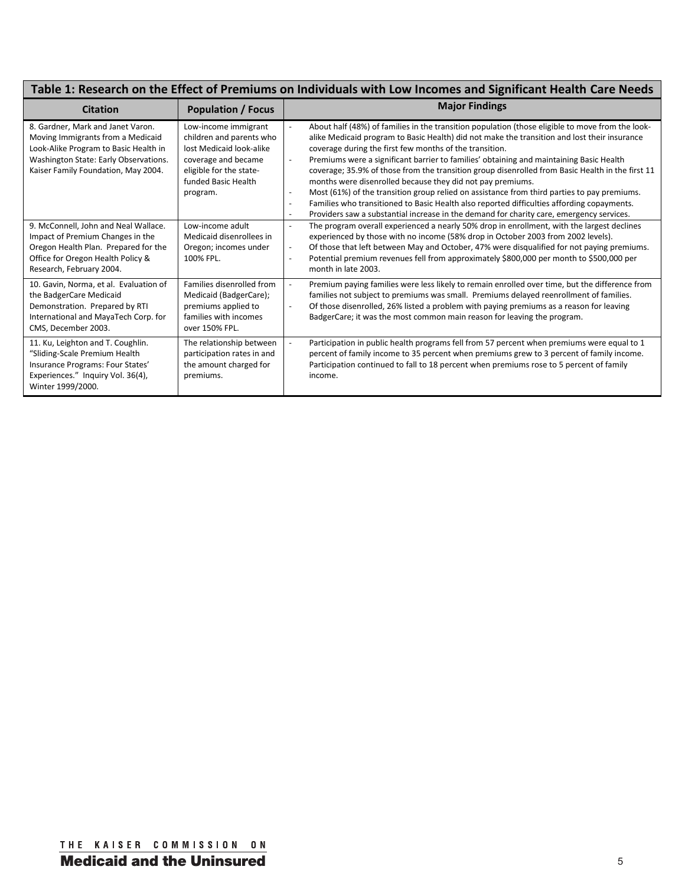| Table 1: Research on the Effect of Premiums on Individuals with Low Incomes and Significant Health Care Needs | | |
|---|---|---|
| **Citation** | **Population / Focus** | **Major Findings** |
| 8. Gardner, Mark and Janet Varon. Moving Immigrants from a Medicaid Look-Alike Program to Basic Health in Washington State: Early Observations. Kaiser Family Foundation, May 2004. | Low-income immigrant children and parents who lost Medicaid look-alike coverage and became eligible for the state-funded Basic Health program. | - About half (48%) of families in the transition population (those eligible to move from the look-alike Medicaid program to Basic Health) did not make the transition and lost their insurance coverage during the first few months of the transition.<br>- Premiums were a significant barrier to families' obtaining and maintaining Basic Health coverage; 35.9% of those from the transition group disenrolled from Basic Health in the first 11 months were disenrolled because they did not pay premiums.<br>- Most (61%) of the transition group relied on assistance from third parties to pay premiums.<br>- Families who transitioned to Basic Health also reported difficulties affording copayments.<br>- Providers saw a substantial increase in the demand for charity care, emergency services. |
| 9. McConnell, John and Neal Wallace. Impact of Premium Changes in the Oregon Health Plan. Prepared for the Office for Oregon Health Policy & Research, February 2004. | Low-income adult Medicaid disenrollees in Oregon; incomes under 100% FPL. | - The program overall experienced a nearly 50% drop in enrollment, with the largest declines experienced by those with no income (58% drop in October 2003 from 2002 levels).<br>- Of those that left between May and October, 47% were disqualified for not paying premiums.<br>- Potential premium revenues fell from approximately $800,000 per month to $500,000 per month in late 2003. |
| 10. Gavin, Norma, et al. Evaluation of the BadgerCare Medicaid Demonstration. Prepared by RTI International and MayaTech Corp. for CMS, December 2003. | Families disenrolled from Medicaid (BadgerCare); premiums applied to families with incomes over 150% FPL. | - Premium paying families were less likely to remain enrolled over time, but the difference from families not subject to premiums was small. Premiums delayed reenrollment of families.<br>- Of those disenrolled, 26% listed a problem with paying premiums as a reason for leaving BadgerCare; it was the most common main reason for leaving the program. |
| 11. Ku, Leighton and T. Coughlin. "Sliding-Scale Premium Health Insurance Programs: Four States' Experiences." Inquiry Vol. 36(4), Winter 1999/2000. | The relationship between participation rates in and the amount charged for premiums. | - Participation in public health programs fell from 57 percent when premiums were equal to 1 percent of family income to 35 percent when premiums grew to 3 percent of family income. Participation continued to fall to 18 percent when premiums rose to 5 percent of family income. |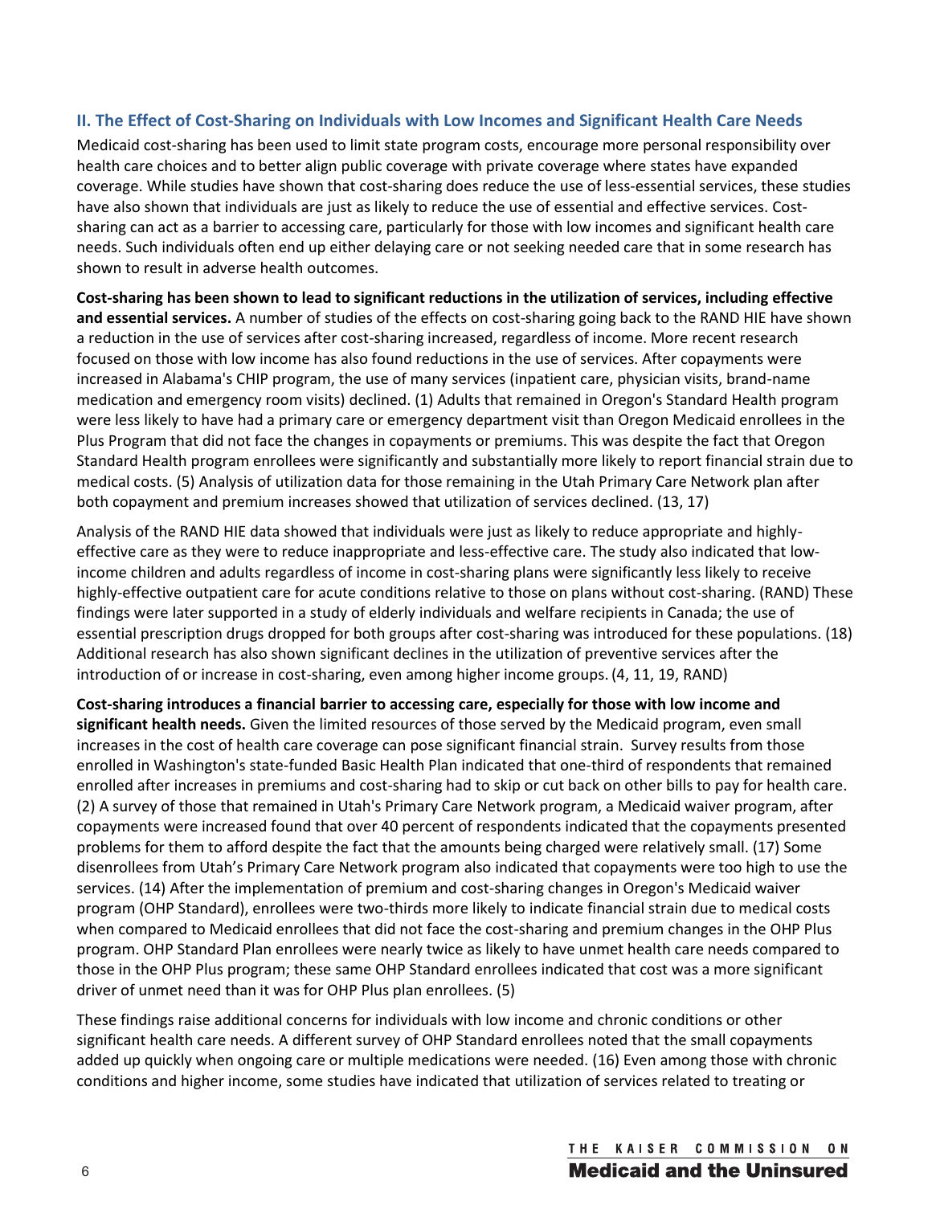## II. The Effect of Cost-Sharing on Individuals with Low Incomes and Significant Health Care Needs

Medicaid cost-sharing has been used to limit state program costs, encourage more personal responsibility over health care choices and to better align public coverage with private coverage where states have expanded coverage. While studies have shown that cost-sharing does reduce the use of less-essential services, these studies have also shown that individuals are just as likely to reduce the use of essential and effective services. Cost-sharing can act as a barrier to accessing care, particularly for those with low incomes and significant health care needs. Such individuals often end up either delaying care or not seeking needed care that in some research has shown to result in adverse health outcomes.

**Cost-sharing has been shown to lead to significant reductions in the utilization of services, including effective and essential services.** A number of studies of the effects on cost-sharing going back to the RAND HIE have shown a reduction in the use of services after cost-sharing increased, regardless of income. More recent research focused on those with low income has also found reductions in the use of services. After copayments were increased in Alabama's CHIP program, the use of many services (inpatient care, physician visits, brand-name medication and emergency room visits) declined. (1) Adults that remained in Oregon's Standard Health program were less likely to have had a primary care or emergency department visit than Oregon Medicaid enrollees in the Plus Program that did not face the changes in copayments or premiums. This was despite the fact that Oregon Standard Health program enrollees were significantly and substantially more likely to report financial strain due to medical costs. (5) Analysis of utilization data for those remaining in the Utah Primary Care Network plan after both copayment and premium increases showed that utilization of services declined. (13, 17)

Analysis of the RAND HIE data showed that individuals were just as likely to reduce appropriate and highly-effective care as they were to reduce inappropriate and less-effective care. The study also indicated that low-income children and adults regardless of income in cost-sharing plans were significantly less likely to receive highly-effective outpatient care for acute conditions relative to those on plans without cost-sharing. (RAND) These findings were later supported in a study of elderly individuals and welfare recipients in Canada; the use of essential prescription drugs dropped for both groups after cost-sharing was introduced for these populations. (18) Additional research has also shown significant declines in the utilization of preventive services after the introduction of or increase in cost-sharing, even among higher income groups. (4, 11, 19, RAND)

**Cost-sharing introduces a financial barrier to accessing care, especially for those with low income and significant health needs.** Given the limited resources of those served by the Medicaid program, even small increases in the cost of health care coverage can pose significant financial strain. Survey results from those enrolled in Washington's state-funded Basic Health Plan indicated that one-third of respondents that remained enrolled after increases in premiums and cost-sharing had to skip or cut back on other bills to pay for health care. (2) A survey of those that remained in Utah's Primary Care Network program, a Medicaid waiver program, after copayments were increased found that over 40 percent of respondents indicated that the copayments presented problems for them to afford despite the fact that the amounts being charged were relatively small. (17) Some disenrollees from Utah's Primary Care Network program also indicated that copayments were too high to use the services. (14) After the implementation of premium and cost-sharing changes in Oregon's Medicaid waiver program (OHP Standard), enrollees were two-thirds more likely to indicate financial strain due to medical costs when compared to Medicaid enrollees that did not face the cost-sharing and premium changes in the OHP Plus program. OHP Standard Plan enrollees were nearly twice as likely to have unmet health care needs compared to those in the OHP Plus program; these same OHP Standard enrollees indicated that cost was a more significant driver of unmet need than it was for OHP Plus plan enrollees. (5)

These findings raise additional concerns for individuals with low income and chronic conditions or other significant health care needs. A different survey of OHP Standard enrollees noted that the small copayments added up quickly when ongoing care or multiple medications were needed. (16) Even among those with chronic conditions and higher income, some studies have indicated that utilization of services related to treating or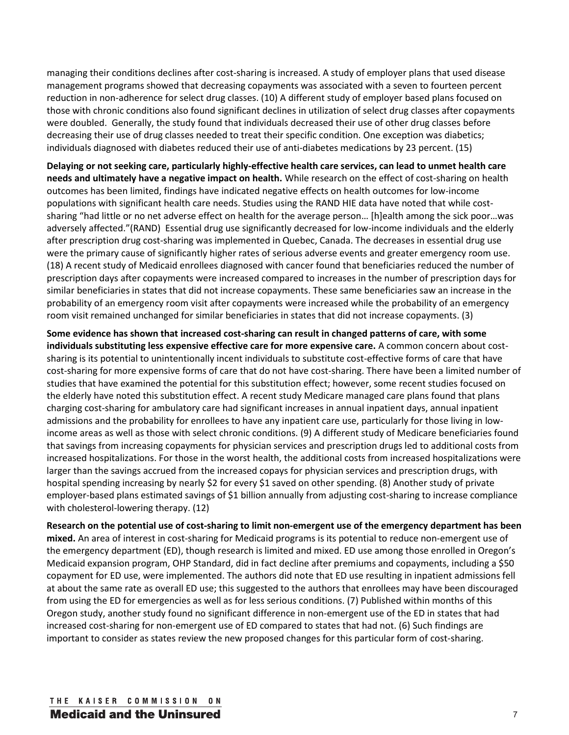managing their conditions declines after cost-sharing is increased. A study of employer plans that used disease management programs showed that decreasing copayments was associated with a seven to fourteen percent reduction in non-adherence for select drug classes. (10) A different study of employer based plans focused on those with chronic conditions also found significant declines in utilization of select drug classes after copayments were doubled. Generally, the study found that individuals decreased their use of other drug classes before decreasing their use of drug classes needed to treat their specific condition. One exception was diabetics; individuals diagnosed with diabetes reduced their use of anti-diabetes medications by 23 percent. (15)

**Delaying or not seeking care, particularly highly-effective health care services, can lead to unmet health care needs and ultimately have a negative impact on health.** While research on the effect of cost-sharing on health outcomes has been limited, findings have indicated negative effects on health outcomes for low-income populations with significant health care needs. Studies using the RAND HIE data have noted that while cost-sharing "had little or no net adverse effect on health for the average person… [h]ealth among the sick poor…was adversely affected."(RAND) Essential drug use significantly decreased for low-income individuals and the elderly after prescription drug cost-sharing was implemented in Quebec, Canada. The decreases in essential drug use were the primary cause of significantly higher rates of serious adverse events and greater emergency room use. (18) A recent study of Medicaid enrollees diagnosed with cancer found that beneficiaries reduced the number of prescription days after copayments were increased compared to increases in the number of prescription days for similar beneficiaries in states that did not increase copayments. These same beneficiaries saw an increase in the probability of an emergency room visit after copayments were increased while the probability of an emergency room visit remained unchanged for similar beneficiaries in states that did not increase copayments. (3)

**Some evidence has shown that increased cost-sharing can result in changed patterns of care, with some individuals substituting less expensive effective care for more expensive care.** A common concern about cost-sharing is its potential to unintentionally incent individuals to substitute cost-effective forms of care that have cost-sharing for more expensive forms of care that do not have cost-sharing. There have been a limited number of studies that have examined the potential for this substitution effect; however, some recent studies focused on the elderly have noted this substitution effect. A recent study Medicare managed care plans found that plans charging cost-sharing for ambulatory care had significant increases in annual inpatient days, annual inpatient admissions and the probability for enrollees to have any inpatient care use, particularly for those living in low-income areas as well as those with select chronic conditions. (9) A different study of Medicare beneficiaries found that savings from increasing copayments for physician services and prescription drugs led to additional costs from increased hospitalizations. For those in the worst health, the additional costs from increased hospitalizations were larger than the savings accrued from the increased copays for physician services and prescription drugs, with hospital spending increasing by nearly $2 for every $1 saved on other spending. (8) Another study of private employer-based plans estimated savings of $1 billion annually from adjusting cost-sharing to increase compliance with cholesterol-lowering therapy. (12)

**Research on the potential use of cost-sharing to limit non-emergent use of the emergency department has been mixed.** An area of interest in cost-sharing for Medicaid programs is its potential to reduce non-emergent use of the emergency department (ED), though research is limited and mixed. ED use among those enrolled in Oregon's Medicaid expansion program, OHP Standard, did in fact decline after premiums and copayments, including a $50 copayment for ED use, were implemented. The authors did note that ED use resulting in inpatient admissions fell at about the same rate as overall ED use; this suggested to the authors that enrollees may have been discouraged from using the ED for emergencies as well as for less serious conditions. (7) Published within months of this Oregon study, another study found no significant difference in non-emergent use of the ED in states that had increased cost-sharing for non-emergent use of ED compared to states that had not. (6) Such findings are important to consider as states review the new proposed changes for this particular form of cost-sharing.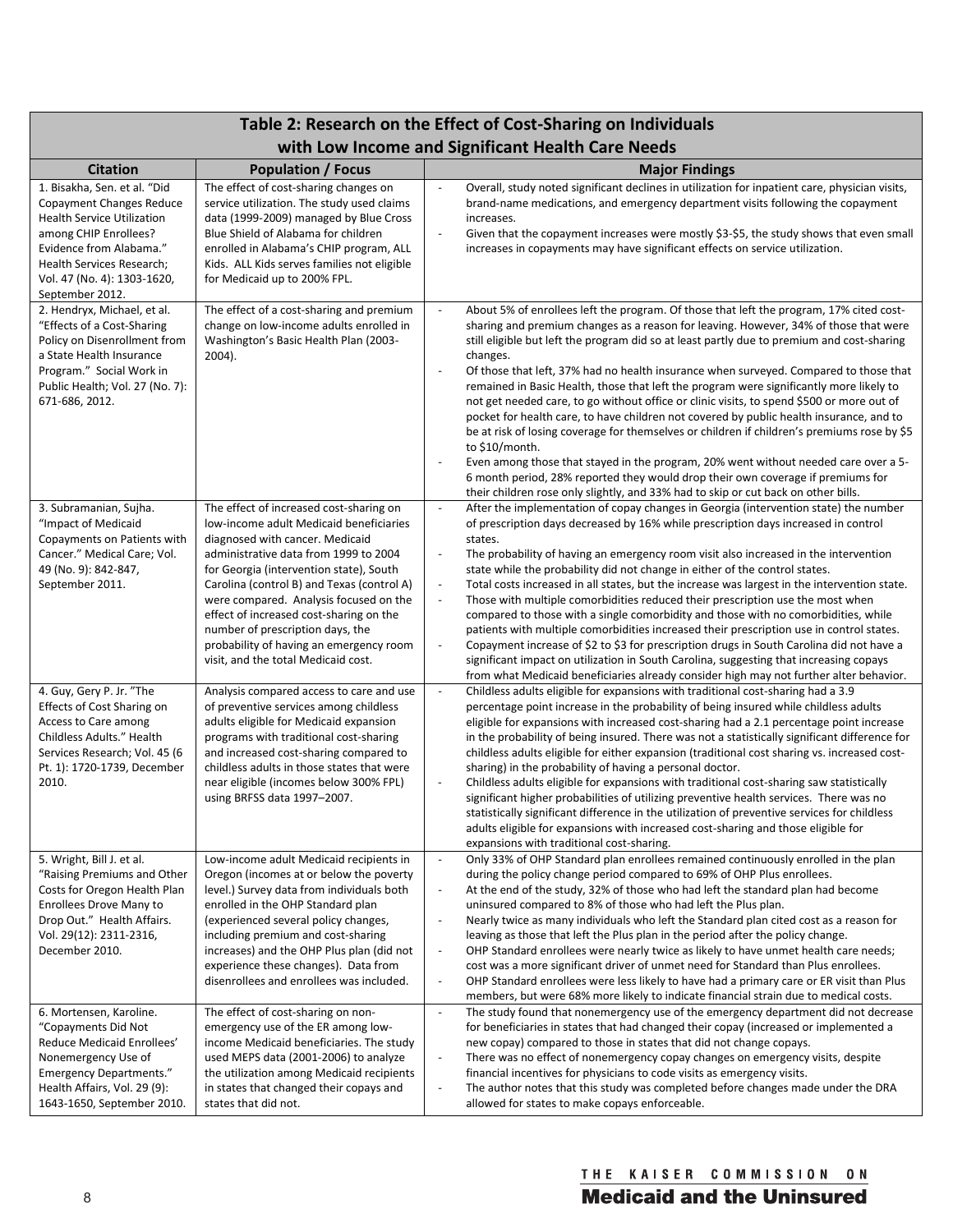| Table 2: Research on the Effect of Cost-Sharing on Individuals with Low Income and Significant Health Care Needs | | |
|---|---|---|
| **Citation** | **Population / Focus** | **Major Findings** |
| 1. Bisakha, Sen. et al. "Did Copayment Changes Reduce Health Service Utilization among CHIP Enrollees? Evidence from Alabama." Health Services Research; Vol. 47 (No. 4): 1303-1620, September 2012. | The effect of cost-sharing changes on service utilization. The study used claims data (1999-2009) managed by Blue Cross Blue Shield of Alabama for children enrolled in Alabama's CHIP program, ALL Kids. ALL Kids serves families not eligible for Medicaid up to 200% FPL. | - Overall, study noted significant declines in utilization for inpatient care, physician visits, brand-name medications, and emergency department visits following the copayment increases.<br>- Given that the copayment increases were mostly $3-$5, the study shows that even small increases in copayments may have significant effects on service utilization. |
| 2. Hendryx, Michael, et al. "Effects of a Cost-Sharing Policy on Disenrollment from a State Health Insurance Program." Social Work in Public Health; Vol. 27 (No. 7): 671-686, 2012. | The effect of a cost-sharing and premium change on low-income adults enrolled in Washington's Basic Health Plan (2003-2004). | - About 5% of enrollees left the program. Of those that left the program, 17% cited cost-sharing and premium changes as a reason for leaving. However, 34% of those that were still eligible but left the program did so at least partly due to premium and cost-sharing changes.<br>- Of those that left, 37% had no health insurance when surveyed. Compared to those that remained in Basic Health, those that left the program were significantly more likely to not get needed care, to go without office or clinic visits, to spend $500 or more out of pocket for health care, to have children not covered by public health insurance, and to be at risk of losing coverage for themselves or children if children's premiums rose by $5 to $10/month.<br>- Even among those that stayed in the program, 20% went without needed care over a 5-6 month period, 28% reported they would drop their own coverage if premiums for their children rose only slightly, and 33% had to skip or cut back on other bills. |
| 3. Subramanian, Sujha. "Impact of Medicaid Copayments on Patients with Cancer." Medical Care; Vol. 49 (No. 9): 842-847, September 2011. | The effect of increased cost-sharing on low-income adult Medicaid beneficiaries diagnosed with cancer. Medicaid administrative data from 1999 to 2004 for Georgia (intervention state), South Carolina (control B) and Texas (control A) were compared. Analysis focused on the effect of increased cost-sharing on the number of prescription days, the probability of having an emergency room visit, and the total Medicaid cost. | - After the implementation of copay changes in Georgia (intervention state) the number of prescription days decreased by 16% while prescription days increased in control states.<br>- The probability of having an emergency room visit also increased in the intervention state while the probability did not change in either of the control states.<br>- Total costs increased in all states, but the increase was largest in the intervention state.<br>- Those with multiple comorbidities reduced their prescription use the most when compared to those with a single comorbidity and those with no comorbidities, while patients with multiple comorbidities increased their prescription use in control states.<br>- Copayment increase of $2 to $3 for prescription drugs in South Carolina did not have a significant impact on utilization in South Carolina, suggesting that increasing copays from what Medicaid beneficiaries already consider high may not further alter behavior. |
| 4. Guy, Gery P. Jr. "The Effects of Cost Sharing on Access to Care among Childless Adults." Health Services Research; Vol. 45 (6 Pt. 1): 1720-1739, December 2010. | Analysis compared access to care and use of preventive services among childless adults eligible for Medicaid expansion programs with traditional cost-sharing and increased cost-sharing compared to childless adults in those states that were near eligible (incomes below 300% FPL) using BRFSS data 1997–2007. | - Childless adults eligible for expansions with traditional cost-sharing had a 3.9 percentage point increase in the probability of being insured while childless adults eligible for expansions with increased cost-sharing had a 2.1 percentage point increase in the probability of being insured. There was not a statistically significant difference for childless adults eligible for either expansion (traditional cost sharing vs. increased cost-sharing) in the probability of having a personal doctor.<br>- Childless adults eligible for expansions with traditional cost-sharing saw statistically significant higher probabilities of utilizing preventive health services. There was no statistically significant difference in the utilization of preventive services for childless adults eligible for expansions with increased cost-sharing and those eligible for expansions with traditional cost-sharing. |
| 5. Wright, Bill J. et al. "Raising Premiums and Other Costs for Oregon Health Plan Enrollees Drove Many to Drop Out." Health Affairs. Vol. 29(12): 2311-2316, December 2010. | Low-income adult Medicaid recipients in Oregon (incomes at or below the poverty level.) Survey data from individuals both enrolled in the OHP Standard plan (experienced several policy changes, including premium and cost-sharing increases) and the OHP Plus plan (did not experience these changes). Data from disenrollees and enrollees was included. | - Only 33% of OHP Standard plan enrollees remained continuously enrolled in the plan during the policy change period compared to 69% of OHP Plus enrollees.<br>- At the end of the study, 32% of those who had left the standard plan had become uninsured compared to 8% of those who had left the Plus plan.<br>- Nearly twice as many individuals who left the Standard plan cited cost as a reason for leaving as those that left the Plus plan in the period after the policy change.<br>- OHP Standard enrollees were nearly twice as likely to have unmet health care needs; cost was a more significant driver of unmet need for Standard than Plus enrollees.<br>- OHP Standard enrollees were less likely to have had a primary care or ER visit than Plus members, but were 68% more likely to indicate financial strain due to medical costs. |
| 6. Mortensen, Karoline. "Copayments Did Not Reduce Medicaid Enrollees' Nonemergency Use of Emergency Departments." Health Affairs, Vol. 29 (9): 1643-1650, September 2010. | The effect of cost-sharing on non-emergency use of the ER among low-income Medicaid beneficiaries. The study used MEPS data (2001-2006) to analyze the utilization among Medicaid recipients in states that changed their copays and states that did not. | - The study found that nonemergency use of the emergency department did not decrease for beneficiaries in states that had changed their copay (increased or implemented a new copay) compared to those in states that did not change copays.<br>- There was no effect of nonemergency copay changes on emergency visits, despite financial incentives for physicians to code visits as emergency visits.<br>- The author notes that this study was completed before changes made under the DRA allowed for states to make copays enforceable. |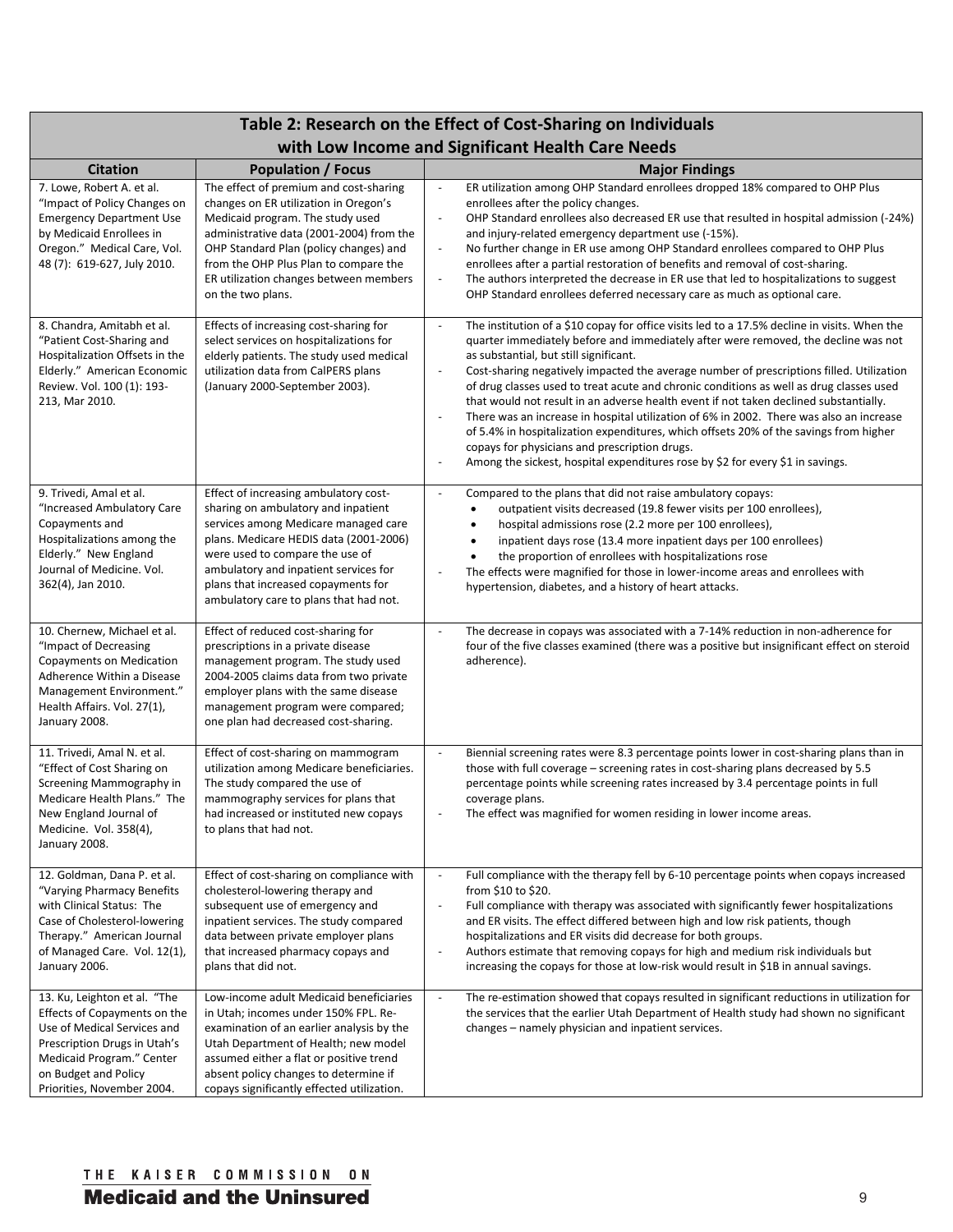| Table 2: Research on the Effect of Cost-Sharing on Individuals with Low Income and Significant Health Care Needs | | |
|---|---|---|
| **Citation** | **Population / Focus** | **Major Findings** |
| 7. Lowe, Robert A. et al. "Impact of Policy Changes on Emergency Department Use by Medicaid Enrollees in Oregon." Medical Care, Vol. 48 (7): 619-627, July 2010. | The effect of premium and cost-sharing changes on ER utilization in Oregon's Medicaid program. The study used administrative data (2001-2004) from the OHP Standard Plan (policy changes) and from the OHP Plus Plan to compare the ER utilization changes between members on the two plans. | - ER utilization among OHP Standard enrollees dropped 18% compared to OHP Plus enrollees after the policy changes.<br>- OHP Standard enrollees also decreased ER use that resulted in hospital admission (-24%) and injury-related emergency department use (-15%).<br>- No further change in ER use among OHP Standard enrollees compared to OHP Plus enrollees after a partial restoration of benefits and removal of cost-sharing.<br>- The authors interpreted the decrease in ER use that led to hospitalizations to suggest OHP Standard enrollees deferred necessary care as much as optional care. |
| 8. Chandra, Amitabh et al. "Patient Cost-Sharing and Hospitalization Offsets in the Elderly." American Economic Review. Vol. 100 (1): 193-213, Mar 2010. | Effects of increasing cost-sharing for select services on hospitalizations for elderly patients. The study used medical utilization data from CalPERS plans (January 2000-September 2003). | - The institution of a $10 copay for office visits led to a 17.5% decline in visits. When the quarter immediately before and immediately after were removed, the decline was not as substantial, but still significant.<br>- Cost-sharing negatively impacted the average number of prescriptions filled. Utilization of drug classes used to treat acute and chronic conditions as well as drug classes used that would not result in an adverse health event if not taken declined substantially.<br>- There was an increase in hospital utilization of 6% in 2002. There was also an increase of 5.4% in hospitalization expenditures, which offsets 20% of the savings from higher copays for physicians and prescription drugs.<br>- Among the sickest, hospital expenditures rose by $2 for every $1 in savings. |
| 9. Trivedi, Amal et al. "Increased Ambulatory Care Copayments and Hospitalizations among the Elderly." New England Journal of Medicine. Vol. 362(4), Jan 2010. | Effect of increasing ambulatory cost-sharing on ambulatory and inpatient services among Medicare managed care plans. Medicare HEDIS data (2001-2006) were used to compare the use of ambulatory and inpatient services for plans that increased copayments for ambulatory care to plans that had not. | - Compared to the plans that did not raise ambulatory copays:<br>• outpatient visits decreased (19.8 fewer visits per 100 enrollees),<br>• hospital admissions rose (2.2 more per 100 enrollees),<br>• inpatient days rose (13.4 more inpatient days per 100 enrollees)<br>• the proportion of enrollees with hospitalizations rose<br>- The effects were magnified for those in lower-income areas and enrollees with hypertension, diabetes, and a history of heart attacks. |
| 10. Chernew, Michael et al. "Impact of Decreasing Copayments on Medication Adherence Within a Disease Management Environment." Health Affairs. Vol. 27(1), January 2008. | Effect of reduced cost-sharing for prescriptions in a private disease management program. The study used 2004-2005 claims data from two private employer plans with the same disease management program were compared; one plan had decreased cost-sharing. | - The decrease in copays was associated with a 7-14% reduction in non-adherence for four of the five classes examined (there was a positive but insignificant effect on steroid adherence). |
| 11. Trivedi, Amal N. et al. "Effect of Cost Sharing on Screening Mammography in Medicare Health Plans." The New England Journal of Medicine. Vol. 358(4), January 2008. | Effect of cost-sharing on mammogram utilization among Medicare beneficiaries. The study compared the use of mammography services for plans that had increased or instituted new copays to plans that had not. | - Biennial screening rates were 8.3 percentage points lower in cost-sharing plans than in those with full coverage – screening rates in cost-sharing plans decreased by 5.5 percentage points while screening rates increased by 3.4 percentage points in full coverage plans.<br>- The effect was magnified for women residing in lower income areas. |
| 12. Goldman, Dana P. et al. "Varying Pharmacy Benefits with Clinical Status: The Case of Cholesterol-lowering Therapy." American Journal of Managed Care. Vol. 12(1), January 2006. | Effect of cost-sharing on compliance with cholesterol-lowering therapy and subsequent use of emergency and inpatient services. The study compared data between private employer plans that increased pharmacy copays and plans that did not. | - Full compliance with the therapy fell by 6-10 percentage points when copays increased from $10 to $20.<br>- Full compliance with therapy was associated with significantly fewer hospitalizations and ER visits. The effect differed between high and low risk patients, though hospitalizations and ER visits did decrease for both groups.<br>- Authors estimate that removing copays for high and medium risk individuals but increasing the copays for those at low-risk would result in $1B in annual savings. |
| 13. Ku, Leighton et al. "The Effects of Copayments on the Use of Medical Services and Prescription Drugs in Utah's Medicaid Program." Center on Budget and Policy Priorities, November 2004. | Low-income adult Medicaid beneficiaries in Utah; incomes under 150% FPL. Re-examination of an earlier analysis by the Utah Department of Health; new model assumed either a flat or positive trend absent policy changes to determine if copays significantly effected utilization. | - The re-estimation showed that copays resulted in significant reductions in utilization for the services that the earlier Utah Department of Health study had shown no significant changes – namely physician and inpatient services. |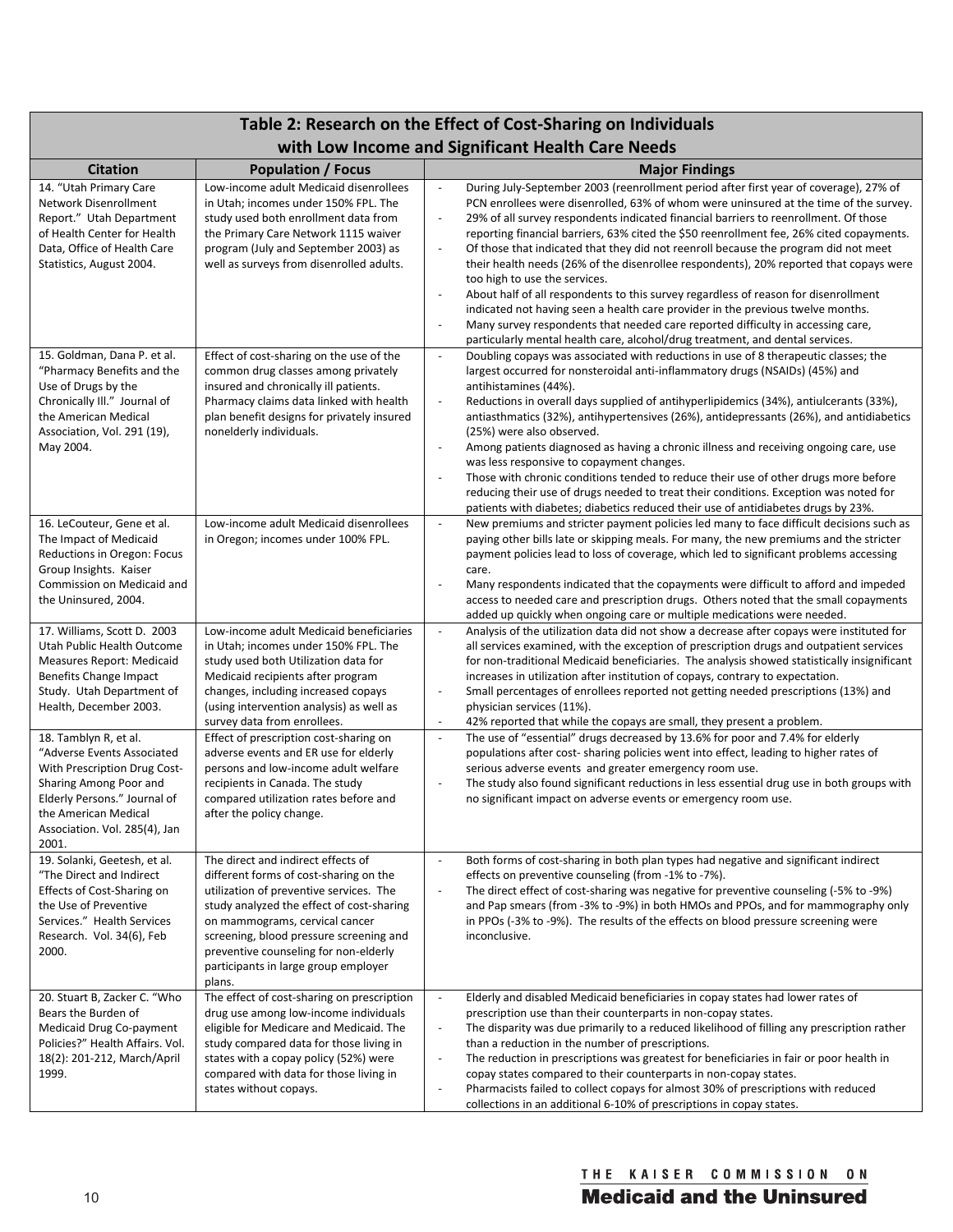| Table 2: Research on the Effect of Cost-Sharing on Individuals with Low Income and Significant Health Care Needs | | |
|---|---|---|
| **Citation** | **Population / Focus** | **Major Findings** |
| 14. "Utah Primary Care Network Disenrollment Report." Utah Department of Health Center for Health Data, Office of Health Care Statistics, August 2004. | Low-income adult Medicaid disenrollees in Utah; incomes under 150% FPL. The study used both enrollment data from the Primary Care Network 1115 waiver program (July and September 2003) as well as surveys from disenrolled adults. | - During July-September 2003 (reenrollment period after first year of coverage), 27% of PCN enrollees were disenrolled, 63% of whom were uninsured at the time of the survey.<br>- 29% of all survey respondents indicated financial barriers to reenrollment. Of those reporting financial barriers, 63% cited the $50 reenrollment fee, 26% cited copayments.<br>- Of those that indicated that they did not reenroll because the program did not meet their health needs (26% of the disenrollee respondents), 20% reported that copays were too high to use the services.<br>- About half of all respondents to this survey regardless of reason for disenrollment indicated not having seen a health care provider in the previous twelve months.<br>- Many survey respondents that needed care reported difficulty in accessing care, particularly mental health care, alcohol/drug treatment, and dental services. |
| 15. Goldman, Dana P. et al. "Pharmacy Benefits and the Use of Drugs by the Chronically Ill." Journal of the American Medical Association, Vol. 291 (19), May 2004. | Effect of cost-sharing on the use of the common drug classes among privately insured and chronically ill patients. Pharmacy claims data linked with health plan benefit designs for privately insured nonelderly individuals. | - Doubling copays was associated with reductions in use of 8 therapeutic classes; the largest occurred for nonsteroidal anti-inflammatory drugs (NSAIDs) (45%) and antihistamines (44%).<br>- Reductions in overall days supplied of antihyperlipidemics (34%), antiulcerants (33%), antiasthmatics (32%), antihypertensives (26%), antidepressants (26%), and antidiabetics (25%) were also observed.<br>- Among patients diagnosed as having a chronic illness and receiving ongoing care, use was less responsive to copayment changes.<br>- Those with chronic conditions tended to reduce their use of other drugs more before reducing their use of drugs needed to treat their conditions. Exception was noted for patients with diabetes; diabetics reduced their use of antidiabetes drugs by 23%. |
| 16. LeCouteur, Gene et al. The Impact of Medicaid Reductions in Oregon: Focus Group Insights. Kaiser Commission on Medicaid and the Uninsured, 2004. | Low-income adult Medicaid disenrollees in Oregon; incomes under 100% FPL. | - New premiums and stricter payment policies led many to face difficult decisions such as paying other bills late or skipping meals. For many, the new premiums and the stricter payment policies lead to loss of coverage, which led to significant problems accessing care.<br>- Many respondents indicated that the copayments were difficult to afford and impeded access to needed care and prescription drugs. Others noted that the small copayments added up quickly when ongoing care or multiple medications were needed. |
| 17. Williams, Scott D. 2003 Utah Public Health Outcome Measures Report: Medicaid Benefits Change Impact Study. Utah Department of Health, December 2003. | Low-income adult Medicaid beneficiaries in Utah; incomes under 150% FPL. The study used both Utilization data for Medicaid recipients after program changes, including increased copays (using intervention analysis) as well as survey data from enrollees. | - Analysis of the utilization data did not show a decrease after copays were instituted for all services examined, with the exception of prescription drugs and outpatient services for non-traditional Medicaid beneficiaries. The analysis showed statistically insignificant increases in utilization after institution of copays, contrary to expectation.<br>- Small percentages of enrollees reported not getting needed prescriptions (13%) and physician services (11%).<br>- 42% reported that while the copays are small, they present a problem. |
| 18. Tamblyn R, et al. "Adverse Events Associated With Prescription Drug Cost-Sharing Among Poor and Elderly Persons." Journal of the American Medical Association. Vol. 285(4), Jan 2001. | Effect of prescription cost-sharing on adverse events and ER use for elderly persons and low-income adult welfare recipients in Canada. The study compared utilization rates before and after the policy change. | - The use of "essential" drugs decreased by 13.6% for poor and 7.4% for elderly populations after cost- sharing policies went into effect, leading to higher rates of serious adverse events and greater emergency room use.<br>- The study also found significant reductions in less essential drug use in both groups with no significant impact on adverse events or emergency room use. |
| 19. Solanki, Geetesh, et al. "The Direct and Indirect Effects of Cost-Sharing on the Use of Preventive Services." Health Services Research. Vol. 34(6), Feb 2000. | The direct and indirect effects of different forms of cost-sharing on the utilization of preventive services. The study analyzed the effect of cost-sharing on mammograms, cervical cancer screening, blood pressure screening and preventive counseling for non-elderly participants in large group employer plans. | - Both forms of cost-sharing in both plan types had negative and significant indirect effects on preventive counseling (from -1% to -7%).<br>- The direct effect of cost-sharing was negative for preventive counseling (-5% to -9%) and Pap smears (from -3% to -9%) in both HMOs and PPOs, and for mammography only in PPOs (-3% to -9%). The results of the effects on blood pressure screening were inconclusive. |
| 20. Stuart B, Zacker C. "Who Bears the Burden of Medicaid Drug Co-payment Policies?" Health Affairs. Vol. 18(2): 201-212, March/April 1999. | The effect of cost-sharing on prescription drug use among low-income individuals eligible for Medicare and Medicaid. The study compared data for those living in states with a copay policy (52%) were compared with data for those living in states without copays. | - Elderly and disabled Medicaid beneficiaries in copay states had lower rates of prescription use than their counterparts in non-copay states.<br>- The disparity was due primarily to a reduced likelihood of filling any prescription rather than a reduction in the number of prescriptions.<br>- The reduction in prescriptions was greatest for beneficiaries in fair or poor health in copay states compared to their counterparts in non-copay states.<br>- Pharmacists failed to collect copays for almost 30% of prescriptions with reduced collections in an additional 6-10% of prescriptions in copay states. |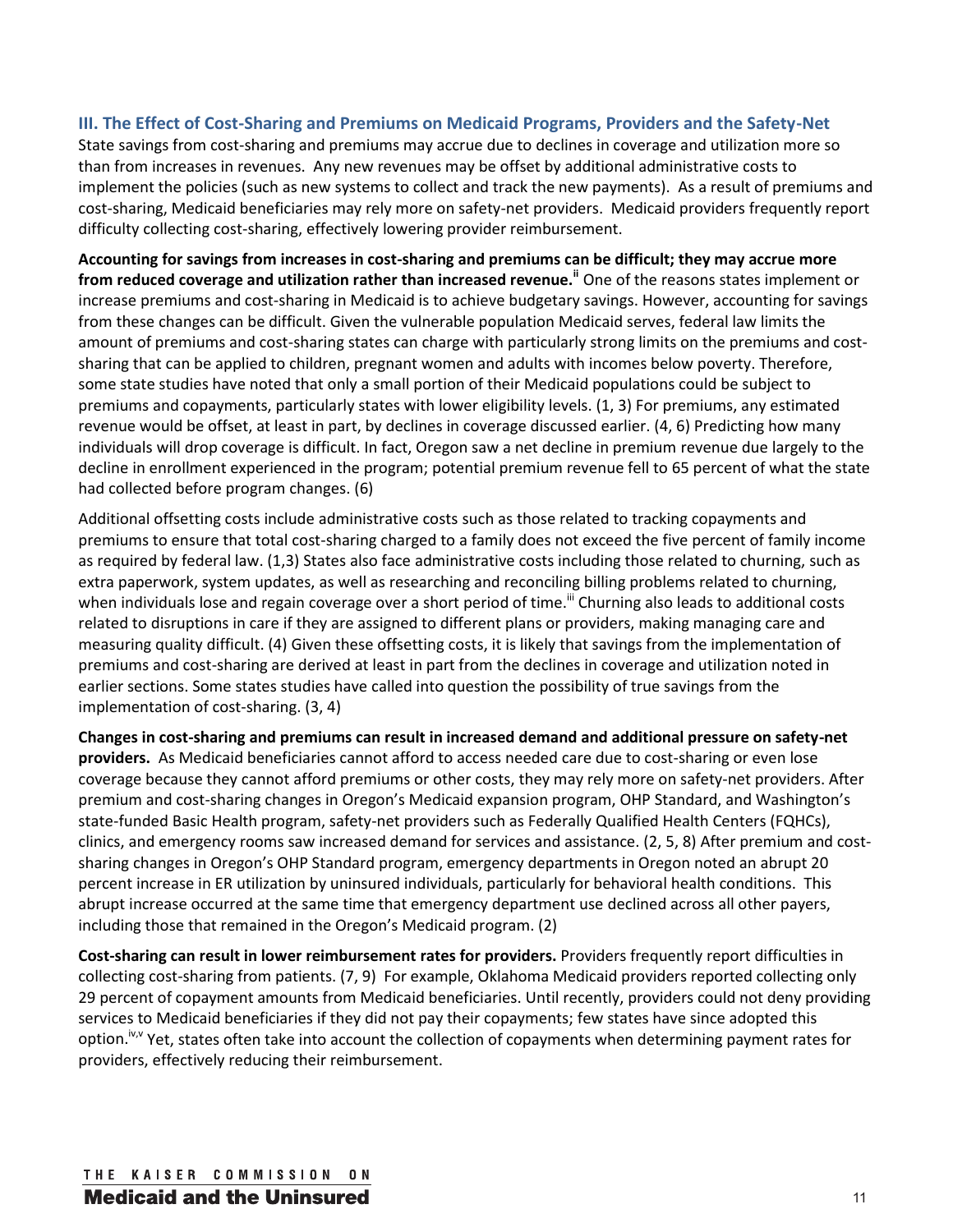### III. The Effect of Cost-Sharing and Premiums on Medicaid Programs, Providers and the Safety-Net

State savings from cost-sharing and premiums may accrue due to declines in coverage and utilization more so than from increases in revenues. Any new revenues may be offset by additional administrative costs to implement the policies (such as new systems to collect and track the new payments). As a result of premiums and cost-sharing, Medicaid beneficiaries may rely more on safety-net providers. Medicaid providers frequently report difficulty collecting cost-sharing, effectively lowering provider reimbursement.

**Accounting for savings from increases in cost-sharing and premiums can be difficult; they may accrue more from reduced coverage and utilization rather than increased revenue.**[ii] One of the reasons states implement or increase premiums and cost-sharing in Medicaid is to achieve budgetary savings. However, accounting for savings from these changes can be difficult. Given the vulnerable population Medicaid serves, federal law limits the amount of premiums and cost-sharing states can charge with particularly strong limits on the premiums and cost-sharing that can be applied to children, pregnant women and adults with incomes below poverty. Therefore, some state studies have noted that only a small portion of their Medicaid populations could be subject to premiums and copayments, particularly states with lower eligibility levels. (1, 3) For premiums, any estimated revenue would be offset, at least in part, by declines in coverage discussed earlier. (4, 6) Predicting how many individuals will drop coverage is difficult. In fact, Oregon saw a net decline in premium revenue due largely to the decline in enrollment experienced in the program; potential premium revenue fell to 65 percent of what the state had collected before program changes. (6)

Additional offsetting costs include administrative costs such as those related to tracking copayments and premiums to ensure that total cost-sharing charged to a family does not exceed the five percent of family income as required by federal law. (1,3) States also face administrative costs including those related to churning, such as extra paperwork, system updates, as well as researching and reconciling billing problems related to churning, when individuals lose and regain coverage over a short period of time.[iii] Churning also leads to additional costs related to disruptions in care if they are assigned to different plans or providers, making managing care and measuring quality difficult. (4) Given these offsetting costs, it is likely that savings from the implementation of premiums and cost-sharing are derived at least in part from the declines in coverage and utilization noted in earlier sections. Some states studies have called into question the possibility of true savings from the implementation of cost-sharing. (3, 4)

**Changes in cost-sharing and premiums can result in increased demand and additional pressure on safety-net providers.** As Medicaid beneficiaries cannot afford to access needed care due to cost-sharing or even lose coverage because they cannot afford premiums or other costs, they may rely more on safety-net providers. After premium and cost-sharing changes in Oregon's Medicaid expansion program, OHP Standard, and Washington's state-funded Basic Health program, safety-net providers such as Federally Qualified Health Centers (FQHCs), clinics, and emergency rooms saw increased demand for services and assistance. (2, 5, 8) After premium and cost-sharing changes in Oregon's OHP Standard program, emergency departments in Oregon noted an abrupt 20 percent increase in ER utilization by uninsured individuals, particularly for behavioral health conditions. This abrupt increase occurred at the same time that emergency department use declined across all other payers, including those that remained in the Oregon's Medicaid program. (2)

**Cost-sharing can result in lower reimbursement rates for providers.** Providers frequently report difficulties in collecting cost-sharing from patients. (7, 9) For example, Oklahoma Medicaid providers reported collecting only 29 percent of copayment amounts from Medicaid beneficiaries. Until recently, providers could not deny providing services to Medicaid beneficiaries if they did not pay their copayments; few states have since adopted this option.[iv,v] Yet, states often take into account the collection of copayments when determining payment rates for providers, effectively reducing their reimbursement.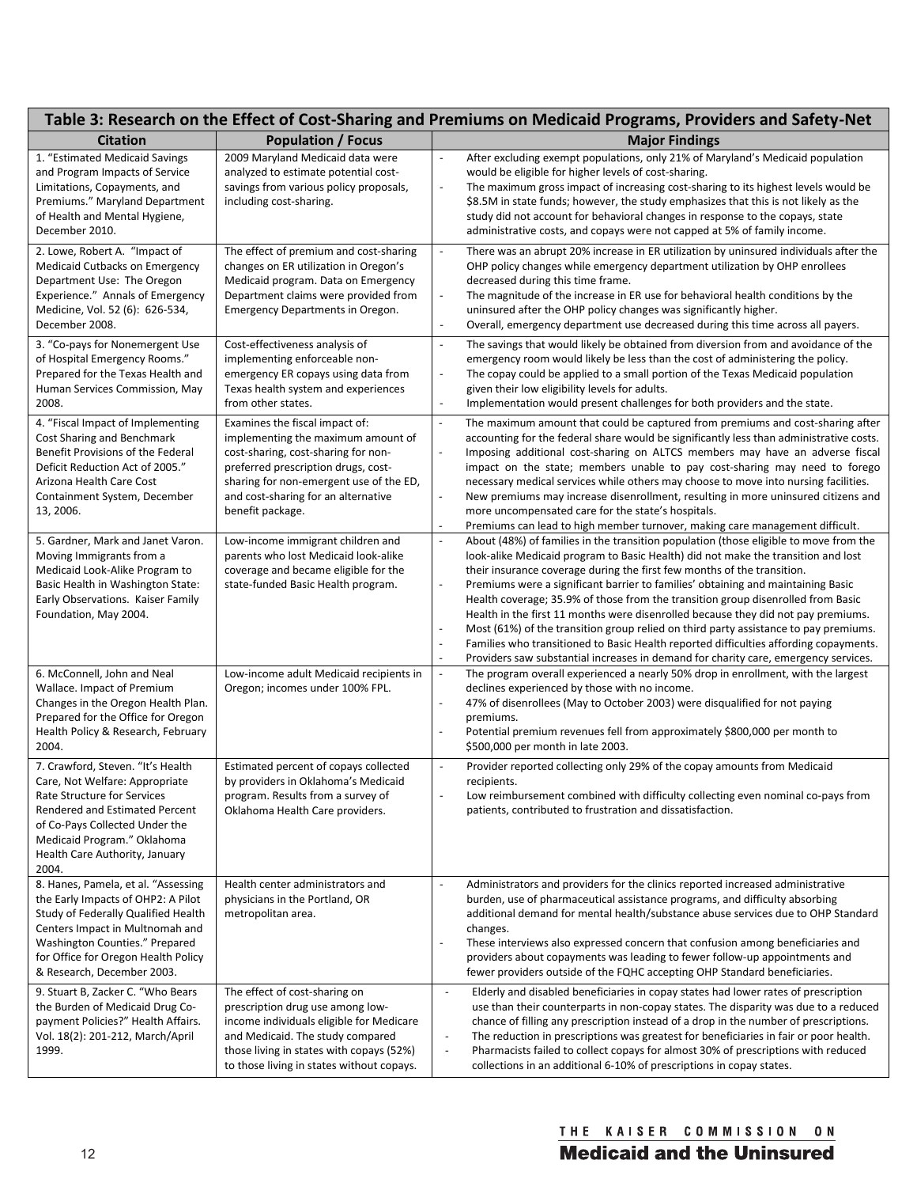| Table 3: Research on the Effect of Cost-Sharing and Premiums on Medicaid Programs, Providers and Safety-Net | | |
|---|---|---|
| **Citation** | **Population / Focus** | **Major Findings** |
| 1. "Estimated Medicaid Savings and Program Impacts of Service Limitations, Copayments, and Premiums." Maryland Department of Health and Mental Hygiene, December 2010. | 2009 Maryland Medicaid data were analyzed to estimate potential cost-savings from various policy proposals, including cost-sharing. | - After excluding exempt populations, only 21% of Maryland's Medicaid population would be eligible for higher levels of cost-sharing.<br>- The maximum gross impact of increasing cost-sharing to its highest levels would be \$8.5M in state funds; however, the study emphasizes that this is not likely as the study did not account for behavioral changes in response to the copays, state administrative costs, and copays were not capped at 5% of family income. |
| 2. Lowe, Robert A. "Impact of Medicaid Cutbacks on Emergency Department Use: The Oregon Experience." Annals of Emergency Medicine, Vol. 52 (6): 626-534, December 2008. | The effect of premium and cost-sharing changes on ER utilization in Oregon's Medicaid program. Data on Emergency Department claims were provided from Emergency Departments in Oregon. | - There was an abrupt 20% increase in ER utilization by uninsured individuals after the OHP policy changes while emergency department utilization by OHP enrollees decreased during this time frame.<br>- The magnitude of the increase in ER use for behavioral health conditions by the uninsured after the OHP policy changes was significantly higher.<br>- Overall, emergency department use decreased during this time across all payers. |
| 3. "Co-pays for Nonemergent Use of Hospital Emergency Rooms." Prepared for the Texas Health and Human Services Commission, May 2008. | Cost-effectiveness analysis of implementing enforceable non-emergency ER copays using data from Texas health system and experiences from other states. | - The savings that would likely be obtained from diversion from and avoidance of the emergency room would likely be less than the cost of administering the policy.<br>- The copay could be applied to a small portion of the Texas Medicaid population given their low eligibility levels for adults.<br>- Implementation would present challenges for both providers and the state. |
| 4. "Fiscal Impact of Implementing Cost Sharing and Benchmark Benefit Provisions of the Federal Deficit Reduction Act of 2005." Arizona Health Care Cost Containment System, December 13, 2006. | Examines the fiscal impact of: implementing the maximum amount of cost-sharing, cost-sharing for non-preferred prescription drugs, cost-sharing for non-emergent use of the ED, and cost-sharing for an alternative benefit package. | - The maximum amount that could be captured from premiums and cost-sharing after accounting for the federal share would be significantly less than administrative costs.<br>- Imposing additional cost-sharing on ALTCS members may have an adverse fiscal impact on the state; members unable to pay cost-sharing may need to forego necessary medical services while others may choose to move into nursing facilities.<br>- New premiums may increase disenrollment, resulting in more uninsured citizens and more uncompensated care for the state's hospitals.<br>- Premiums can lead to high member turnover, making care management difficult. |
| 5. Gardner, Mark and Janet Varon. Moving Immigrants from a Medicaid Look-Alike Program to Basic Health in Washington State: Early Observations. Kaiser Family Foundation, May 2004. | Low-income immigrant children and parents who lost Medicaid look-alike coverage and became eligible for the state-funded Basic Health program. | - About (48%) of families in the transition population (those eligible to move from the look-alike Medicaid program to Basic Health) did not make the transition and lost their insurance coverage during the first few months of the transition.<br>- Premiums were a significant barrier to families' obtaining and maintaining Basic Health coverage; 35.9% of those from the transition group disenrolled from Basic Health in the first 11 months were disenrolled because they did not pay premiums.<br>- Most (61%) of the transition group relied on third party assistance to pay premiums.<br>- Families who transitioned to Basic Health reported difficulties affording copayments.<br>- Providers saw substantial increases in demand for charity care, emergency services. |
| 6. McConnell, John and Neal Wallace. Impact of Premium Changes in the Oregon Health Plan. Prepared for the Office for Oregon Health Policy & Research, February 2004. | Low-income adult Medicaid recipients in Oregon; incomes under 100% FPL. | - The program overall experienced a nearly 50% drop in enrollment, with the largest declines experienced by those with no income.<br>- 47% of disenrollees (May to October 2003) were disqualified for not paying premiums.<br>- Potential premium revenues fell from approximately \$800,000 per month to \$500,000 per month in late 2003. |
| 7. Crawford, Steven. "It's Health Care, Not Welfare: Appropriate Rate Structure for Services Rendered and Estimated Percent of Co-Pays Collected Under the Medicaid Program." Oklahoma Health Care Authority, January 2004. | Estimated percent of copays collected by providers in Oklahoma's Medicaid program. Results from a survey of Oklahoma Health Care providers. | - Provider reported collecting only 29% of the copay amounts from Medicaid recipients.<br>- Low reimbursement combined with difficulty collecting even nominal co-pays from patients, contributed to frustration and dissatisfaction. |
| 8. Hanes, Pamela, et al. "Assessing the Early Impacts of OHP2: A Pilot Study of Federally Qualified Health Centers Impact in Multnomah and Washington Counties." Prepared for Office for Oregon Health Policy & Research, December 2003. | Health center administrators and physicians in the Portland, OR metropolitan area. | - Administrators and providers for the clinics reported increased administrative burden, use of pharmaceutical assistance programs, and difficulty absorbing additional demand for mental health/substance abuse services due to OHP Standard changes.<br>- These interviews also expressed concern that confusion among beneficiaries and providers about copayments was leading to fewer follow-up appointments and fewer providers outside of the FQHC accepting OHP Standard beneficiaries. |
| 9. Stuart B, Zacker C. "Who Bears the Burden of Medicaid Drug Co-payment Policies?" Health Affairs. Vol. 18(2): 201-212, March/April 1999. | The effect of cost-sharing on prescription drug use among low-income individuals eligible for Medicare and Medicaid. The study compared those living in states with copays (52%) to those living in states without copays. | - Elderly and disabled beneficiaries in copay states had lower rates of prescription use than their counterparts in non-copay states. The disparity was due to a reduced chance of filling any prescription instead of a drop in the number of prescriptions.<br>- The reduction in prescriptions was greatest for beneficiaries in fair or poor health.<br>- Pharmacists failed to collect copays for almost 30% of prescriptions with reduced collections in an additional 6-10% of prescriptions in copay states. |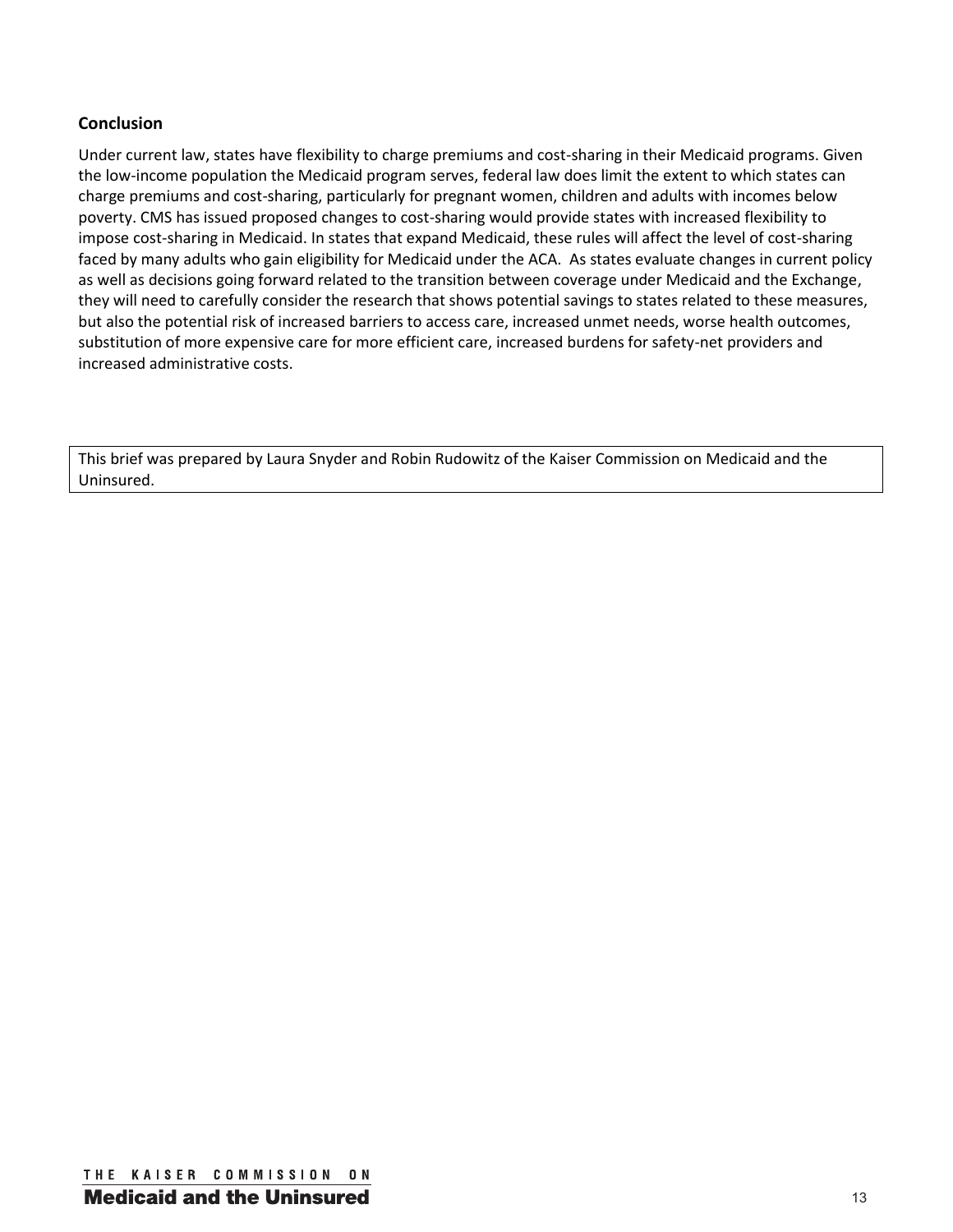## Conclusion

Under current law, states have flexibility to charge premiums and cost-sharing in their Medicaid programs. Given the low-income population the Medicaid program serves, federal law does limit the extent to which states can charge premiums and cost-sharing, particularly for pregnant women, children and adults with incomes below poverty. CMS has issued proposed changes to cost-sharing would provide states with increased flexibility to impose cost-sharing in Medicaid. In states that expand Medicaid, these rules will affect the level of cost-sharing faced by many adults who gain eligibility for Medicaid under the ACA. As states evaluate changes in current policy as well as decisions going forward related to the transition between coverage under Medicaid and the Exchange, they will need to carefully consider the research that shows potential savings to states related to these measures, but also the potential risk of increased barriers to access care, increased unmet needs, worse health outcomes, substitution of more expensive care for more efficient care, increased burdens for safety-net providers and increased administrative costs.

This brief was prepared by Laura Snyder and Robin Rudowitz of the Kaiser Commission on Medicaid and the Uninsured.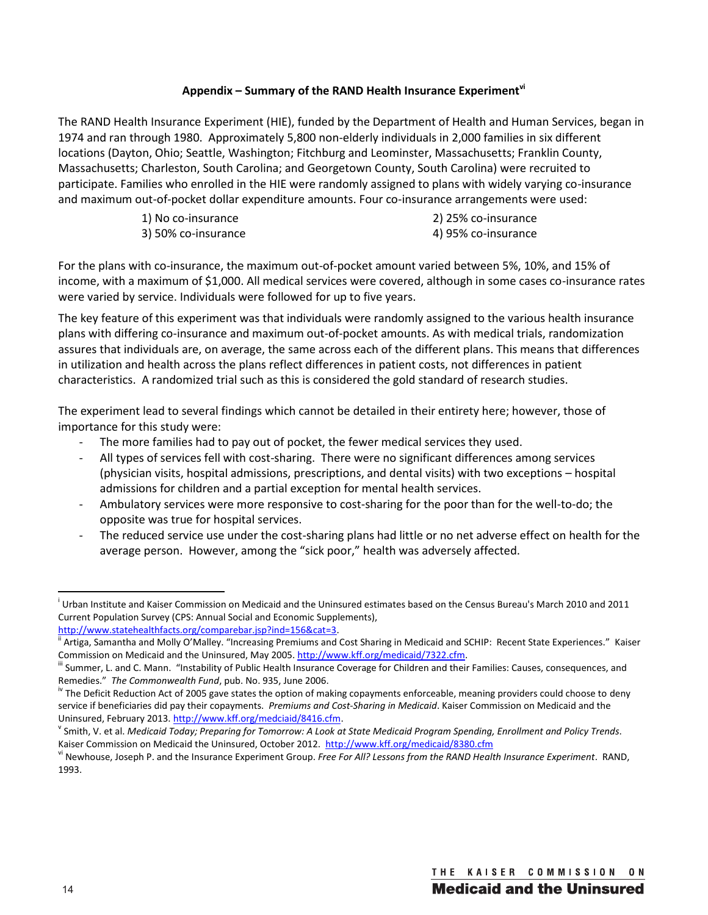## Appendix – Summary of the RAND Health Insurance Experiment[vi]

The RAND Health Insurance Experiment (HIE), funded by the Department of Health and Human Services, began in 1974 and ran through 1980. Approximately 5,800 non-elderly individuals in 2,000 families in six different locations (Dayton, Ohio; Seattle, Washington; Fitchburg and Leominster, Massachusetts; Franklin County, Massachusetts; Charleston, South Carolina; and Georgetown County, South Carolina) were recruited to participate. Families who enrolled in the HIE were randomly assigned to plans with widely varying co-insurance and maximum out-of-pocket dollar expenditure amounts. Four co-insurance arrangements were used:

1) No co-insurance
2) 25% co-insurance
3) 50% co-insurance
4) 95% co-insurance

For the plans with co-insurance, the maximum out-of-pocket amount varied between 5%, 10%, and 15% of income, with a maximum of $1,000. All medical services were covered, although in some cases co-insurance rates were varied by service. Individuals were followed for up to five years.

The key feature of this experiment was that individuals were randomly assigned to the various health insurance plans with differing co-insurance and maximum out-of-pocket amounts. As with medical trials, randomization assures that individuals are, on average, the same across each of the different plans. This means that differences in utilization and health across the plans reflect differences in patient costs, not differences in patient characteristics. A randomized trial such as this is considered the gold standard of research studies.

The experiment lead to several findings which cannot be detailed in their entirety here; however, those of importance for this study were:

- The more families had to pay out of pocket, the fewer medical services they used.
- All types of services fell with cost-sharing. There were no significant differences among services (physician visits, hospital admissions, prescriptions, and dental visits) with two exceptions – hospital admissions for children and a partial exception for mental health services.
- Ambulatory services were more responsive to cost-sharing for the poor than for the well-to-do; the opposite was true for hospital services.
- The reduced service use under the cost-sharing plans had little or no net adverse effect on health for the average person. However, among the "sick poor," health was adversely affected.

---

[i] Urban Institute and Kaiser Commission on Medicaid and the Uninsured estimates based on the Census Bureau's March 2010 and 2011 Current Population Survey (CPS: Annual Social and Economic Supplements), http://www.statehealthfacts.org/comparebar.jsp?ind=156&cat=3.

[ii] Artiga, Samantha and Molly O'Malley. "Increasing Premiums and Cost Sharing in Medicaid and SCHIP: Recent State Experiences." Kaiser Commission on Medicaid and the Uninsured, May 2005. http://www.kff.org/medicaid/7322.cfm.

[iii] Summer, L. and C. Mann. "Instability of Public Health Insurance Coverage for Children and their Families: Causes, consequences, and Remedies." *The Commonwealth Fund*, pub. No. 935, June 2006.

[iv] The Deficit Reduction Act of 2005 gave states the option of making copayments enforceable, meaning providers could choose to deny service if beneficiaries did pay their copayments. *Premiums and Cost-Sharing in Medicaid*. Kaiser Commission on Medicaid and the Uninsured, February 2013. http://www.kff.org/medcaid/8416.cfm.

[v] Smith, V. et al. *Medicaid Today; Preparing for Tomorrow: A Look at State Medicaid Program Spending, Enrollment and Policy Trends*. Kaiser Commission on Medicaid the Uninsured, October 2012. http://www.kff.org/medicaid/8380.cfm

[vi] Newhouse, Joseph P. and the Insurance Experiment Group. *Free For All? Lessons from the RAND Health Insurance Experiment*. RAND, 1993.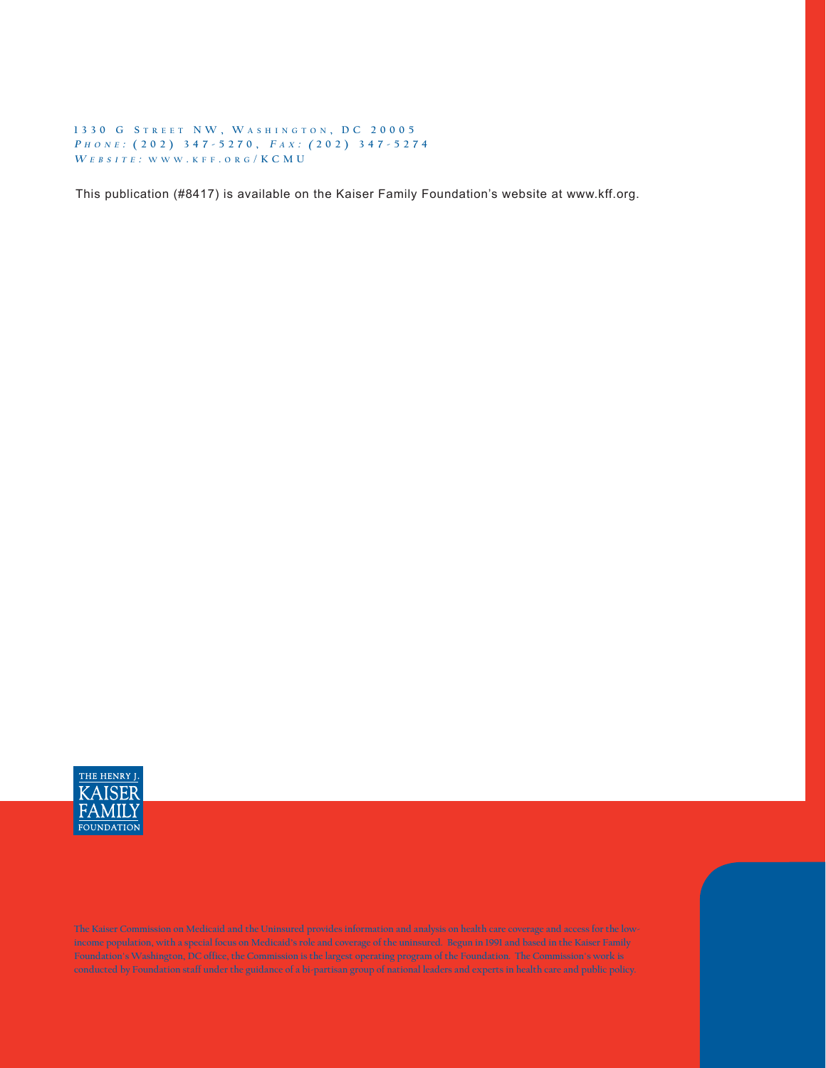1330 G Street NW, Washington, DC 20005
*Phone:* (202) 347-5270, *Fax:* (202) 347-5274
*Website:* www.kff.org/KCMU

This publication (#8417) is available on the Kaiser Family Foundation's website at www.kff.org.

THE HENRY J. KAISER FAMILY FOUNDATION

The Kaiser Commission on Medicaid and the Uninsured provides information and analysis on health care coverage and access for the low-income population, with a special focus on Medicaid's role and coverage of the uninsured. Begun in 1991 and based in the Kaiser Family Foundation's Washington, DC office, the Commission is the largest operating program of the Foundation. The Commission's work is conducted by Foundation staff under the guidance of a bi-partisan group of national leaders and experts in health care and public policy.